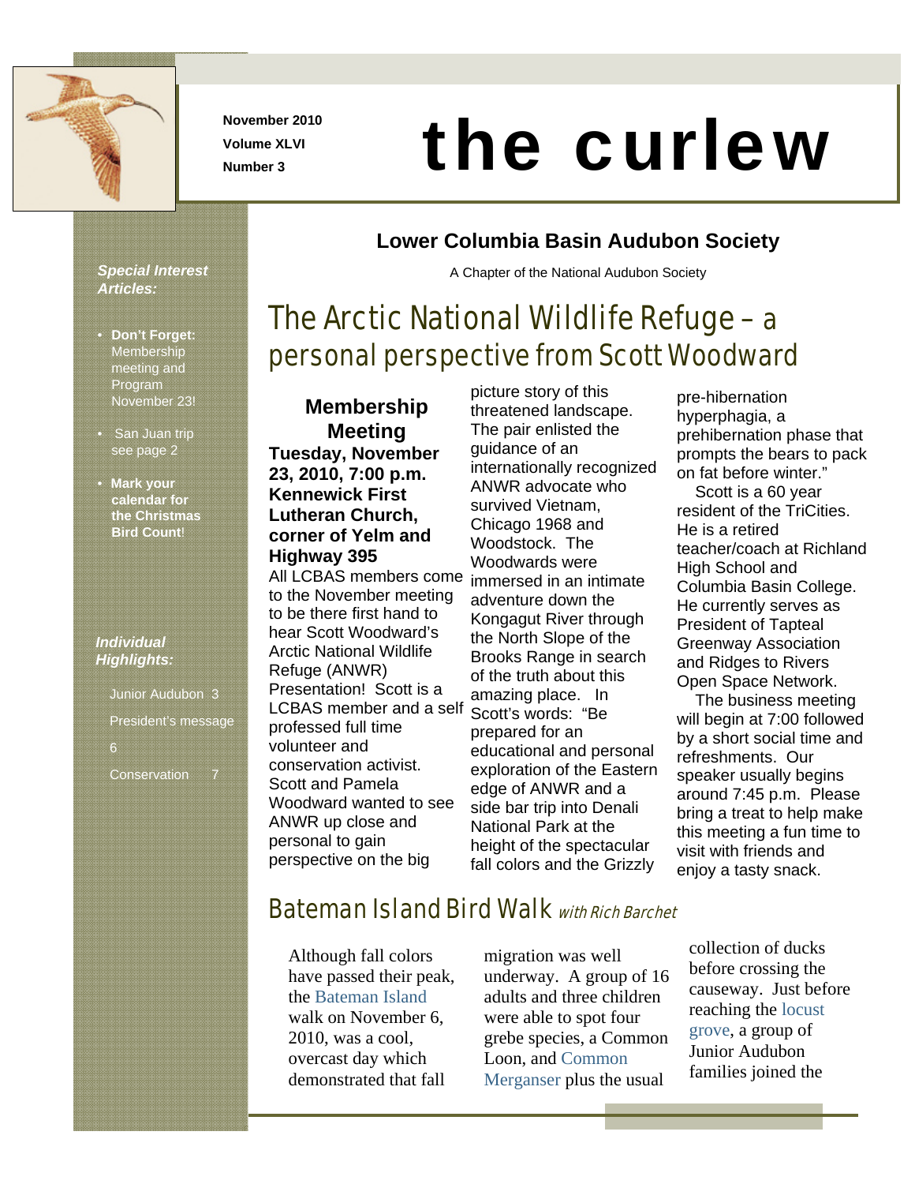November 2010
Volume XLVI
Number 3

# the curlew

## Lower Columbia Basin Audubon Society

A Chapter of the National Audubon Society

***Special Interest Articles:***

- **Don't Forget:** Membership meeting and Program November 23!
- San Juan trip see page 2
- **Mark your calendar for the Christmas Bird Count**!

***Individual Highlights:***

Junior Audubon 3

President's message 6

Conservation 7

## The Arctic National Wildlife Refuge – a personal perspective from Scott Woodward

### Membership Meeting

**Tuesday, November 23, 2010, 7:00 p.m. Kennewick First Lutheran Church, corner of Yelm and Highway 395**

All LCBAS members come to the November meeting to be there first hand to hear Scott Woodward's Arctic National Wildlife Refuge (ANWR) Presentation! Scott is a LCBAS member and a self professed full time volunteer and conservation activist. Scott and Pamela Woodward wanted to see ANWR up close and personal to gain perspective on the big picture story of this threatened landscape. The pair enlisted the guidance of an internationally recognized ANWR advocate who survived Vietnam, Chicago 1968 and Woodstock. The Woodwards were immersed in an intimate adventure down the Kongagut River through the North Slope of the Brooks Range in search of the truth about this amazing place. In Scott's words: "Be prepared for an educational and personal exploration of the Eastern edge of ANWR and a side bar trip into Denali National Park at the height of the spectacular fall colors and the Grizzly pre-hibernation hyperphagia, a prehibernation phase that prompts the bears to pack on fat before winter."

Scott is a 60 year resident of the TriCities. He is a retired teacher/coach at Richland High School and Columbia Basin College. He currently serves as President of Tapteal Greenway Association and Ridges to Rivers Open Space Network.

The business meeting will begin at 7:00 followed by a short social time and refreshments. Our speaker usually begins around 7:45 p.m. Please bring a treat to help make this meeting a fun time to visit with friends and enjoy a tasty snack.

## Bateman Island Bird Walk *with Rich Barchet*

Although fall colors have passed their peak, the Bateman Island walk on November 6, 2010, was a cool, overcast day which demonstrated that fall migration was well underway. A group of 16 adults and three children were able to spot four grebe species, a Common Loon, and Common Merganser plus the usual collection of ducks before crossing the causeway. Just before reaching the locust grove, a group of Junior Audubon families joined the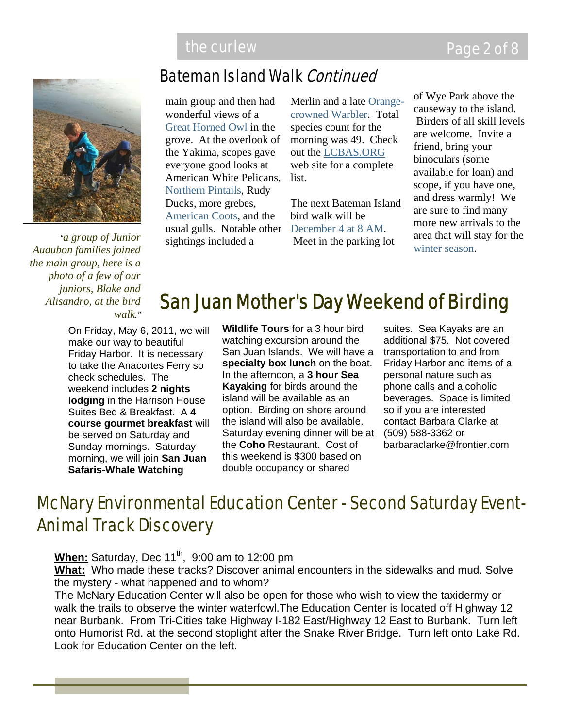## Bateman Island Walk *Continued*

main group and then had wonderful views of a Great Horned Owl in the grove. At the overlook of the Yakima, scopes gave everyone good looks at American White Pelicans, Northern Pintails, Rudy Ducks, more grebes, American Coots, and the usual gulls. Notable other sightings included a Merlin and a late Orange-crowned Warbler. Total species count for the morning was 49. Check out the LCBAS.ORG web site for a complete list.

The next Bateman Island bird walk will be December 4 at 8 AM. Meet in the parking lot of Wye Park above the causeway to the island. Birders of all skill levels are welcome. Invite a friend, bring your binoculars (some available for loan) and scope, if you have one, and dress warmly! We are sure to find many more new arrivals to the area that will stay for the winter season.

*"a group of Junior Audubon families joined the main group, here is a photo of a few of our juniors, Blake and Alisandro, at the bird walk."*

# San Juan Mother's Day Weekend of Birding

On Friday, May 6, 2011, we will make our way to beautiful Friday Harbor. It is necessary to take the Anacortes Ferry so check schedules. The weekend includes **2 nights lodging** in the Harrison House Suites Bed & Breakfast. A **4 course gourmet breakfast** will be served on Saturday and Sunday mornings. Saturday morning, we will join **San Juan Safaris-Whale Watching Wildlife Tours** for a 3 hour bird watching excursion around the San Juan Islands. We will have a **specialty box lunch** on the boat. In the afternoon, a **3 hour Sea Kayaking** for birds around the island will be available as an option. Birding on shore around the island will also be available. Saturday evening dinner will be at the **Coho** Restaurant. Cost of this weekend is $300 based on double occupancy or shared suites. Sea Kayaks are an additional $75. Not covered transportation to and from Friday Harbor and items of a personal nature such as phone calls and alcoholic beverages. Space is limited so if you are interested contact Barbara Clarke at (509) 588-3362 or barbaraclarke@frontier.com

# McNary Environmental Education Center - Second Saturday Event- Animal Track Discovery

**When:** Saturday, Dec 11th, 9:00 am to 12:00 pm
**What:** Who made these tracks? Discover animal encounters in the sidewalks and mud. Solve the mystery - what happened and to whom?
The McNary Education Center will also be open for those who wish to view the taxidermy or walk the trails to observe the winter waterfowl.The Education Center is located off Highway 12 near Burbank. From Tri-Cities take Highway I-182 East/Highway 12 East to Burbank. Turn left onto Humorist Rd. at the second stoplight after the Snake River Bridge. Turn left onto Lake Rd. Look for Education Center on the left.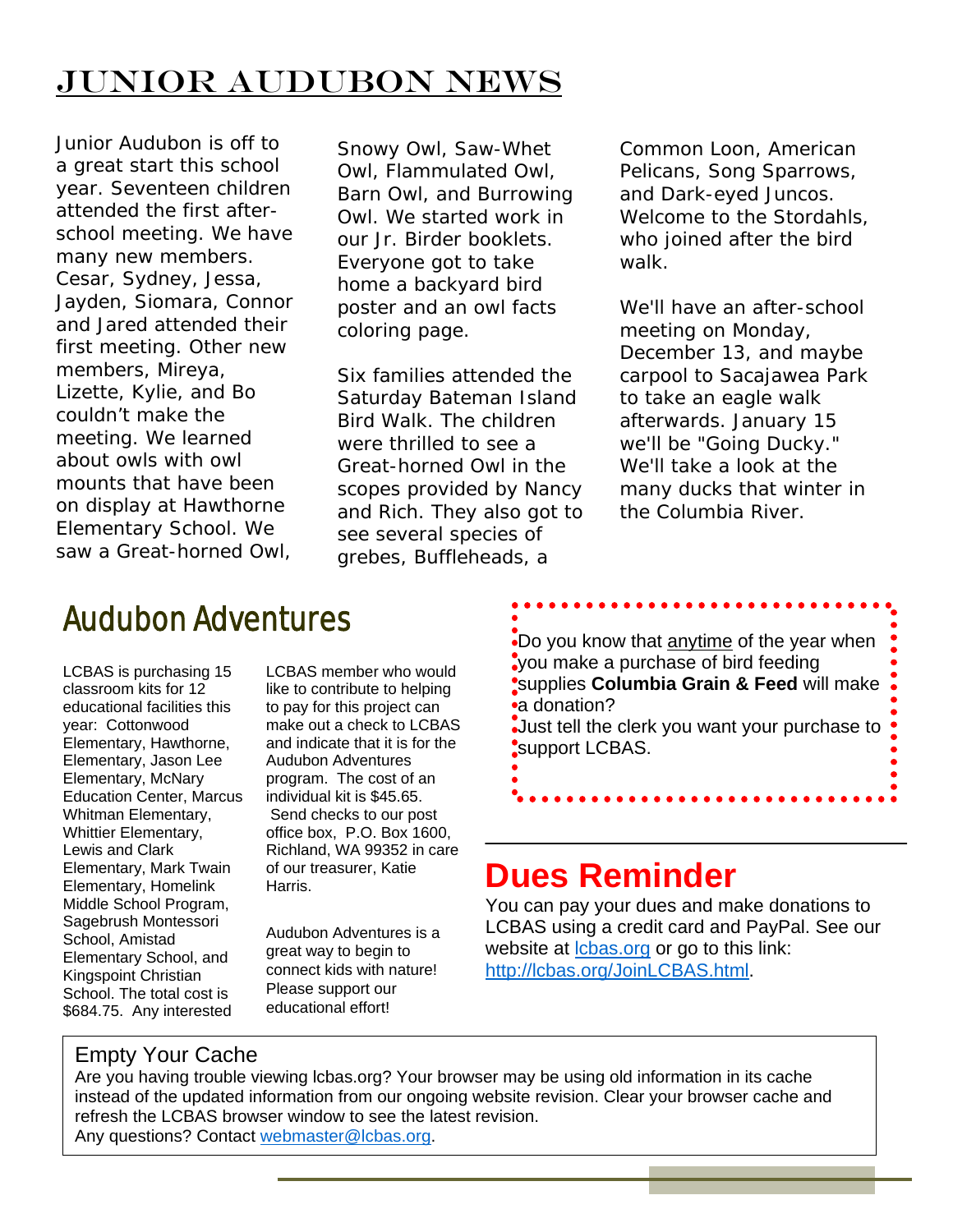# JUNIOR AUDUBON NEWS

Junior Audubon is off to a great start this school year. Seventeen children attended the first after-school meeting. We have many new members. Cesar, Sydney, Jessa, Jayden, Siomara, Connor and Jared attended their first meeting. Other new members, Mireya, Lizette, Kylie, and Bo couldn't make the meeting. We learned about owls with owl mounts that have been on display at Hawthorne Elementary School. We saw a Great-horned Owl, Snowy Owl, Saw-Whet Owl, Flammulated Owl, Barn Owl, and Burrowing Owl. We started work in our Jr. Birder booklets. Everyone got to take home a backyard bird poster and an owl facts coloring page.

Six families attended the Saturday Bateman Island Bird Walk. The children were thrilled to see a Great-horned Owl in the scopes provided by Nancy and Rich. They also got to see several species of grebes, Buffleheads, a Common Loon, American Pelicans, Song Sparrows, and Dark-eyed Juncos. Welcome to the Stordahls, who joined after the bird walk.

We'll have an after-school meeting on Monday, December 13, and maybe carpool to Sacajawea Park to take an eagle walk afterwards. January 15 we'll be "Going Ducky." We'll take a look at the many ducks that winter in the Columbia River.

## Audubon Adventures

LCBAS is purchasing 15 classroom kits for 12 educational facilities this year: Cottonwood Elementary, Hawthorne, Elementary, Jason Lee Elementary, McNary Education Center, Marcus Whitman Elementary, Whittier Elementary, Lewis and Clark Elementary, Mark Twain Elementary, Homelink Middle School Program, Sagebrush Montessori School, Amistad Elementary School, and Kingspoint Christian School. The total cost is $684.75. Any interested LCBAS member who would like to contribute to helping to pay for this project can make out a check to LCBAS and indicate that it is for the Audubon Adventures program. The cost of an individual kit is $45.65. Send checks to our post office box, P.O. Box 1600, Richland, WA 99352 in care of our treasurer, Katie Harris.

Audubon Adventures is a great way to begin to connect kids with nature! Please support our educational effort!

Do you know that anytime of the year when you make a purchase of bird feeding supplies **Columbia Grain & Feed** will make a donation?
Just tell the clerk you want your purchase to support LCBAS.

## Dues Reminder

You can pay your dues and make donations to LCBAS using a credit card and PayPal. See our website at lcbas.org or go to this link: http://lcbas.org/JoinLCBAS.html.

### Empty Your Cache

Are you having trouble viewing lcbas.org? Your browser may be using old information in its cache instead of the updated information from our ongoing website revision. Clear your browser cache and refresh the LCBAS browser window to see the latest revision.
Any questions? Contact webmaster@lcbas.org.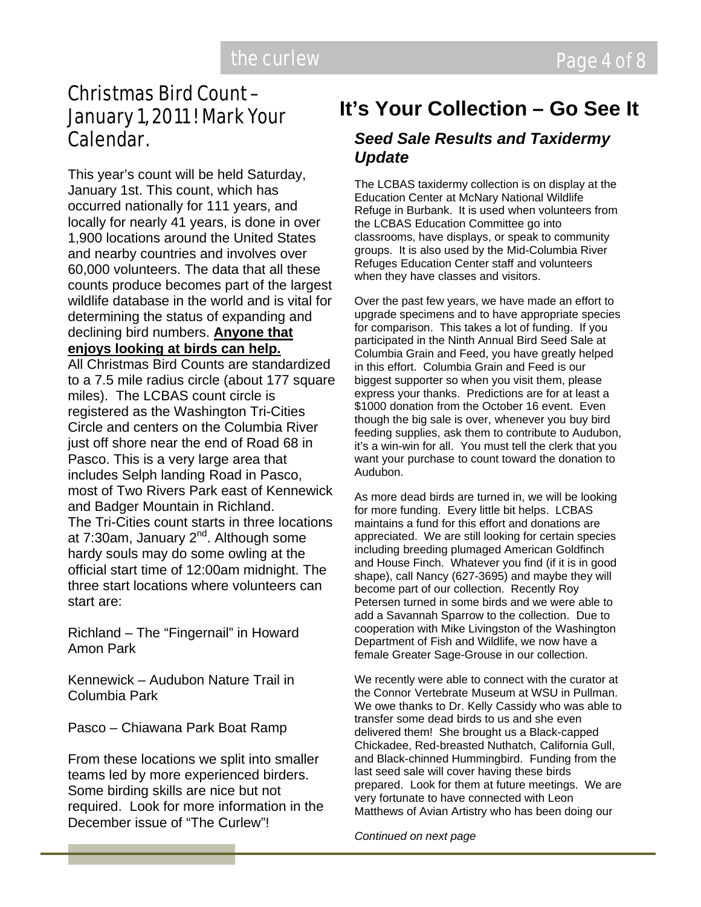## Christmas Bird Count – January 1, 2011! Mark Your Calendar.

This year's count will be held Saturday, January 1st. This count, which has occurred nationally for 111 years, and locally for nearly 41 years, is done in over 1,900 locations around the United States and nearby countries and involves over 60,000 volunteers. The data that all these counts produce becomes part of the largest wildlife database in the world and is vital for determining the status of expanding and declining bird numbers. **Anyone that enjoys looking at birds can help.**

All Christmas Bird Counts are standardized to a 7.5 mile radius circle (about 177 square miles). The LCBAS count circle is registered as the Washington Tri-Cities Circle and centers on the Columbia River just off shore near the end of Road 68 in Pasco. This is a very large area that includes Selph landing Road in Pasco, most of Two Rivers Park east of Kennewick and Badger Mountain in Richland.

The Tri-Cities count starts in three locations at 7:30am, January 2nd. Although some hardy souls may do some owling at the official start time of 12:00am midnight. The three start locations where volunteers can start are:

Richland – The "Fingernail" in Howard Amon Park

Kennewick – Audubon Nature Trail in Columbia Park

Pasco – Chiawana Park Boat Ramp

From these locations we split into smaller teams led by more experienced birders. Some birding skills are nice but not required. Look for more information in the December issue of "The Curlew"!

# It's Your Collection – Go See It

### *Seed Sale Results and Taxidermy Update*

The LCBAS taxidermy collection is on display at the Education Center at McNary National Wildlife Refuge in Burbank. It is used when volunteers from the LCBAS Education Committee go into classrooms, have displays, or speak to community groups. It is also used by the Mid-Columbia River Refuges Education Center staff and volunteers when they have classes and visitors.

Over the past few years, we have made an effort to upgrade specimens and to have appropriate species for comparison. This takes a lot of funding. If you participated in the Ninth Annual Bird Seed Sale at Columbia Grain and Feed, you have greatly helped in this effort. Columbia Grain and Feed is our biggest supporter so when you visit them, please express your thanks. Predictions are for at least a $1000 donation from the October 16 event. Even though the big sale is over, whenever you buy bird feeding supplies, ask them to contribute to Audubon, it's a win-win for all. You must tell the clerk that you want your purchase to count toward the donation to Audubon.

As more dead birds are turned in, we will be looking for more funding. Every little bit helps. LCBAS maintains a fund for this effort and donations are appreciated. We are still looking for certain species including breeding plumaged American Goldfinch and House Finch. Whatever you find (if it is in good shape), call Nancy (627-3695) and maybe they will become part of our collection. Recently Roy Petersen turned in some birds and we were able to add a Savannah Sparrow to the collection. Due to cooperation with Mike Livingston of the Washington Department of Fish and Wildlife, we now have a female Greater Sage-Grouse in our collection.

We recently were able to connect with the curator at the Connor Vertebrate Museum at WSU in Pullman. We owe thanks to Dr. Kelly Cassidy who was able to transfer some dead birds to us and she even delivered them! She brought us a Black-capped Chickadee, Red-breasted Nuthatch, California Gull, and Black-chinned Hummingbird. Funding from the last seed sale will cover having these birds prepared. Look for them at future meetings. We are very fortunate to have connected with Leon Matthews of Avian Artistry who has been doing our

*Continued on next page*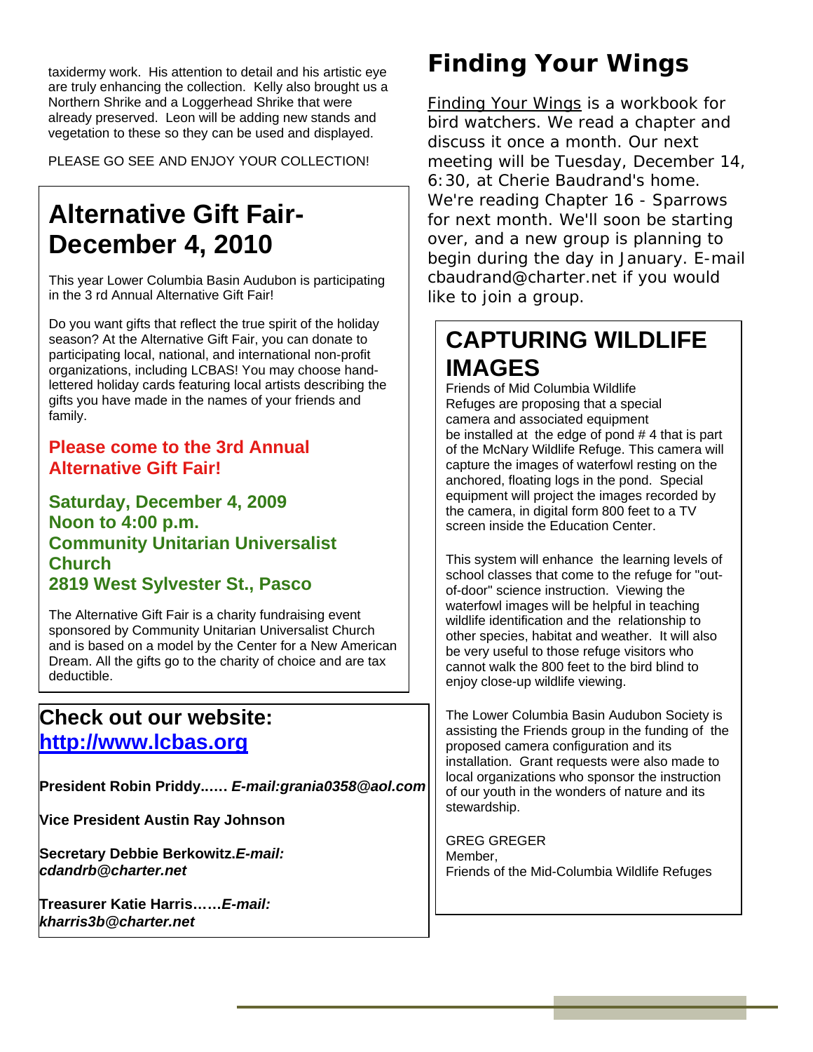taxidermy work. His attention to detail and his artistic eye are truly enhancing the collection. Kelly also brought us a Northern Shrike and a Loggerhead Shrike that were already preserved. Leon will be adding new stands and vegetation to these so they can be used and displayed.

PLEASE GO SEE AND ENJOY YOUR COLLECTION!

# Alternative Gift Fair- December 4, 2010

This year Lower Columbia Basin Audubon is participating in the 3 rd Annual Alternative Gift Fair!

Do you want gifts that reflect the true spirit of the holiday season? At the Alternative Gift Fair, you can donate to participating local, national, and international non-profit organizations, including LCBAS! You may choose hand-lettered holiday cards featuring local artists describing the gifts you have made in the names of your friends and family.

**Please come to the 3rd Annual Alternative Gift Fair!**

**Saturday, December 4, 2009**
**Noon to 4:00 p.m.**
**Community Unitarian Universalist Church**
**2819 West Sylvester St., Pasco**

The Alternative Gift Fair is a charity fundraising event sponsored by Community Unitarian Universalist Church and is based on a model by the Center for a New American Dream. All the gifts go to the charity of choice and are tax deductible.

## Check out our website: http://www.lcbas.org

**President Robin Priddy...... *E-mail:grania0358@aol.com***

**Vice President Austin Ray Johnson**

**Secretary Debbie Berkowitz.*E-mail: cdandrb@charter.net***

**Treasurer Katie Harris……*E-mail: kharris3b@charter.net***

# Finding Your Wings

Finding Your Wings is a workbook for bird watchers. We read a chapter and discuss it once a month. Our next meeting will be Tuesday, December 14, 6:30, at Cherie Baudrand's home. We're reading Chapter 16 - Sparrows for next month. We'll soon be starting over, and a new group is planning to begin during the day in January. E-mail cbaudrand@charter.net if you would like to join a group.

# CAPTURING WILDLIFE IMAGES

Friends of Mid Columbia Wildlife Refuges are proposing that a special camera and associated equipment be installed at the edge of pond # 4 that is part of the McNary Wildlife Refuge. This camera will capture the images of waterfowl resting on the anchored, floating logs in the pond. Special equipment will project the images recorded by the camera, in digital form 800 feet to a TV screen inside the Education Center.

This system will enhance the learning levels of school classes that come to the refuge for "out-of-door" science instruction. Viewing the waterfowl images will be helpful in teaching wildlife identification and the relationship to other species, habitat and weather. It will also be very useful to those refuge visitors who cannot walk the 800 feet to the bird blind to enjoy close-up wildlife viewing.

The Lower Columbia Basin Audubon Society is assisting the Friends group in the funding of the proposed camera configuration and its installation. Grant requests were also made to local organizations who sponsor the instruction of our youth in the wonders of nature and its stewardship.

GREG GREGER
Member,
Friends of the Mid-Columbia Wildlife Refuges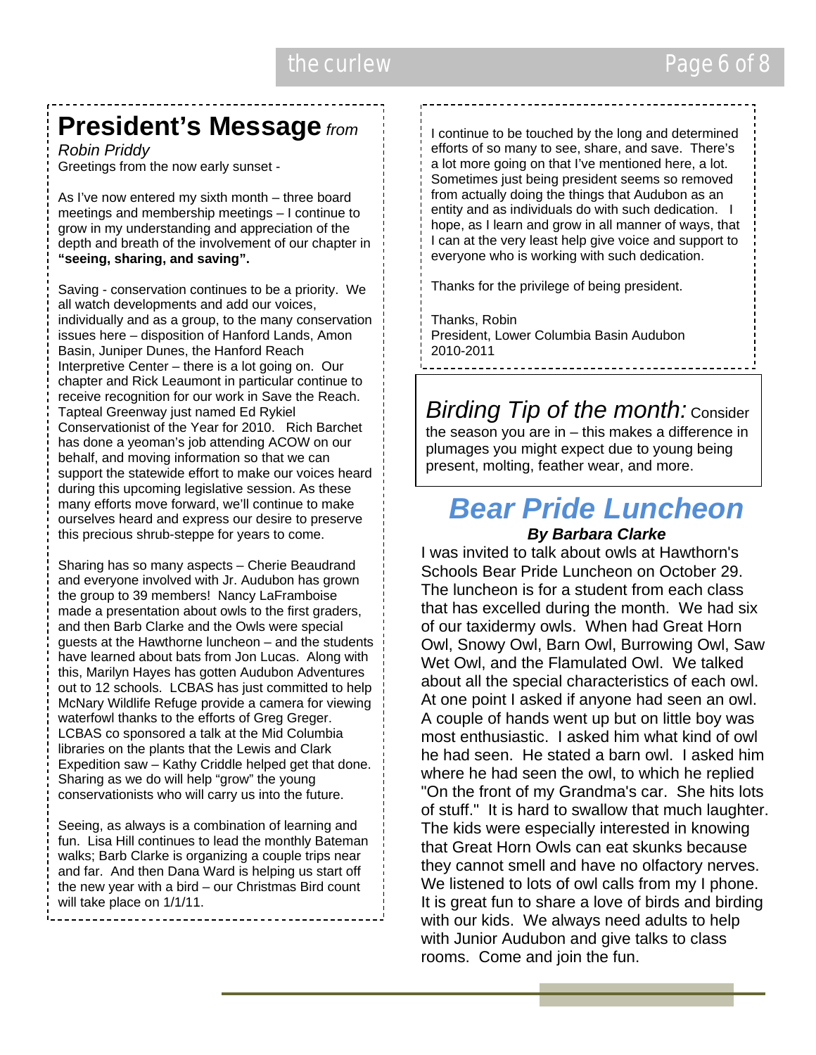# President's Message *from Robin Priddy*

Greetings from the now early sunset -

As I've now entered my sixth month – three board meetings and membership meetings – I continue to grow in my understanding and appreciation of the depth and breath of the involvement of our chapter in **"seeing, sharing, and saving".**

Saving - conservation continues to be a priority. We all watch developments and add our voices, individually and as a group, to the many conservation issues here – disposition of Hanford Lands, Amon Basin, Juniper Dunes, the Hanford Reach Interpretive Center – there is a lot going on. Our chapter and Rick Leaumont in particular continue to receive recognition for our work in Save the Reach. Tapteal Greenway just named Ed Rykiel Conservationist of the Year for 2010. Rich Barchet has done a yeoman's job attending ACOW on our behalf, and moving information so that we can support the statewide effort to make our voices heard during this upcoming legislative session. As these many efforts move forward, we'll continue to make ourselves heard and express our desire to preserve this precious shrub-steppe for years to come.

Sharing has so many aspects – Cherie Beaudrand and everyone involved with Jr. Audubon has grown the group to 39 members! Nancy LaFramboise made a presentation about owls to the first graders, and then Barb Clarke and the Owls were special guests at the Hawthorne luncheon – and the students have learned about bats from Jon Lucas. Along with this, Marilyn Hayes has gotten Audubon Adventures out to 12 schools. LCBAS has just committed to help McNary Wildlife Refuge provide a camera for viewing waterfowl thanks to the efforts of Greg Greger. LCBAS co sponsored a talk at the Mid Columbia libraries on the plants that the Lewis and Clark Expedition saw – Kathy Criddle helped get that done. Sharing as we do will help "grow" the young conservationists who will carry us into the future.

Seeing, as always is a combination of learning and fun. Lisa Hill continues to lead the monthly Bateman walks; Barb Clarke is organizing a couple trips near and far. And then Dana Ward is helping us start off the new year with a bird – our Christmas Bird count will take place on 1/1/11.

I continue to be touched by the long and determined efforts of so many to see, share, and save. There's a lot more going on that I've mentioned here, a lot. Sometimes just being president seems so removed from actually doing the things that Audubon as an entity and as individuals do with such dedication. I hope, as I learn and grow in all manner of ways, that I can at the very least help give voice and support to everyone who is working with such dedication.

Thanks for the privilege of being president.

Thanks, Robin
President, Lower Columbia Basin Audubon
2010-2011

*Birding Tip of the month:* Consider the season you are in – this makes a difference in plumages you might expect due to young being present, molting, feather wear, and more.

# *Bear Pride Luncheon*

***By Barbara Clarke***

I was invited to talk about owls at Hawthorn's Schools Bear Pride Luncheon on October 29. The luncheon is for a student from each class that has excelled during the month. We had six of our taxidermy owls. When had Great Horn Owl, Snowy Owl, Barn Owl, Burrowing Owl, Saw Wet Owl, and the Flamulated Owl. We talked about all the special characteristics of each owl. At one point I asked if anyone had seen an owl. A couple of hands went up but on little boy was most enthusiastic. I asked him what kind of owl he had seen. He stated a barn owl. I asked him where he had seen the owl, to which he replied "On the front of my Grandma's car. She hits lots of stuff." It is hard to swallow that much laughter. The kids were especially interested in knowing that Great Horn Owls can eat skunks because they cannot smell and have no olfactory nerves. We listened to lots of owl calls from my I phone. It is great fun to share a love of birds and birding with our kids. We always need adults to help with Junior Audubon and give talks to class rooms. Come and join the fun.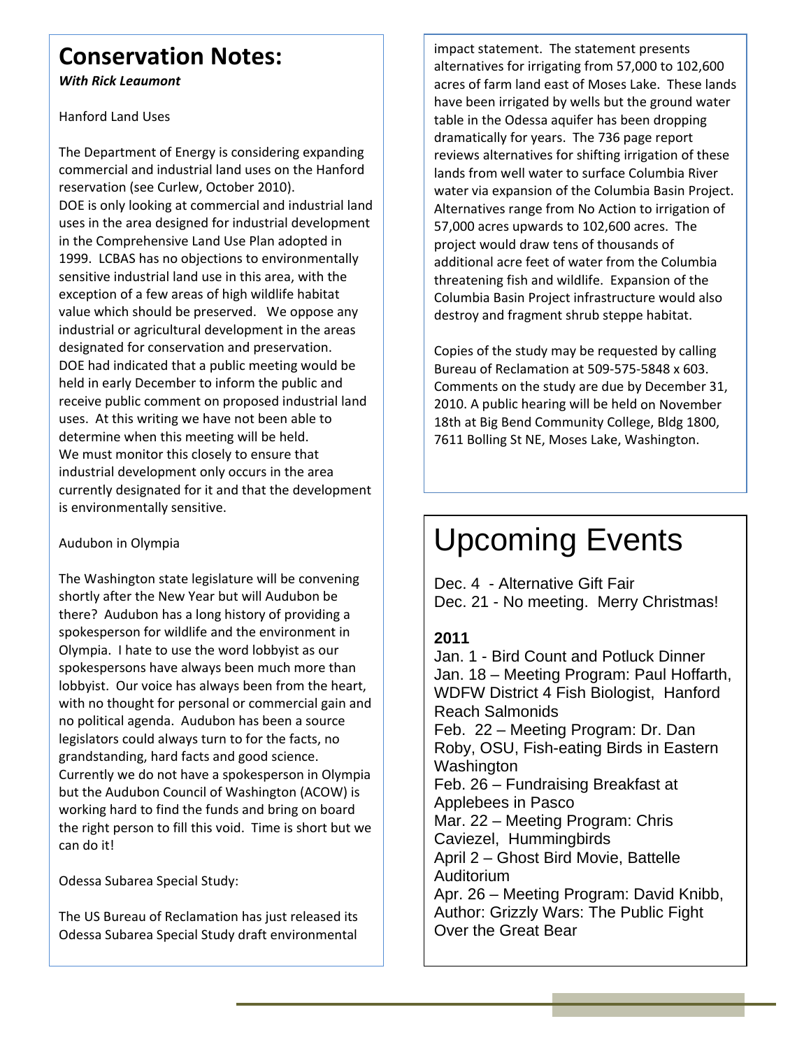# Conservation Notes:

***With Rick Leaumont***

Hanford Land Uses

The Department of Energy is considering expanding commercial and industrial land uses on the Hanford reservation (see Curlew, October 2010). DOE is only looking at commercial and industrial land uses in the area designed for industrial development in the Comprehensive Land Use Plan adopted in 1999. LCBAS has no objections to environmentally sensitive industrial land use in this area, with the exception of a few areas of high wildlife habitat value which should be preserved. We oppose any industrial or agricultural development in the areas designated for conservation and preservation. DOE had indicated that a public meeting would be held in early December to inform the public and receive public comment on proposed industrial land uses. At this writing we have not been able to determine when this meeting will be held. We must monitor this closely to ensure that industrial development only occurs in the area currently designated for it and that the development is environmentally sensitive.

Audubon in Olympia

The Washington state legislature will be convening shortly after the New Year but will Audubon be there? Audubon has a long history of providing a spokesperson for wildlife and the environment in Olympia. I hate to use the word lobbyist as our spokespersons have always been much more than lobbyist. Our voice has always been from the heart, with no thought for personal or commercial gain and no political agenda. Audubon has been a source legislators could always turn to for the facts, no grandstanding, hard facts and good science. Currently we do not have a spokesperson in Olympia but the Audubon Council of Washington (ACOW) is working hard to find the funds and bring on board the right person to fill this void. Time is short but we can do it!

Odessa Subarea Special Study:

The US Bureau of Reclamation has just released its Odessa Subarea Special Study draft environmental impact statement. The statement presents alternatives for irrigating from 57,000 to 102,600 acres of farm land east of Moses Lake. These lands have been irrigated by wells but the ground water table in the Odessa aquifer has been dropping dramatically for years. The 736 page report reviews alternatives for shifting irrigation of these lands from well water to surface Columbia River water via expansion of the Columbia Basin Project. Alternatives range from No Action to irrigation of 57,000 acres upwards to 102,600 acres. The project would draw tens of thousands of additional acre feet of water from the Columbia threatening fish and wildlife. Expansion of the Columbia Basin Project infrastructure would also destroy and fragment shrub steppe habitat.

Copies of the study may be requested by calling Bureau of Reclamation at 509-575-5848 x 603. Comments on the study are due by December 31, 2010. A public hearing will be held on November 18th at Big Bend Community College, Bldg 1800, 7611 Bolling St NE, Moses Lake, Washington.

# Upcoming Events

Dec. 4 - Alternative Gift Fair
Dec. 21 - No meeting. Merry Christmas!

**2011**

Jan. 1 - Bird Count and Potluck Dinner
Jan. 18 – Meeting Program: Paul Hoffarth, WDFW District 4 Fish Biologist, Hanford Reach Salmonids
Feb. 22 – Meeting Program: Dr. Dan Roby, OSU, Fish-eating Birds in Eastern Washington
Feb. 26 – Fundraising Breakfast at Applebees in Pasco
Mar. 22 – Meeting Program: Chris Caviezel, Hummingbirds
April 2 – Ghost Bird Movie, Battelle Auditorium
Apr. 26 – Meeting Program: David Knibb, Author: Grizzly Wars: The Public Fight Over the Great Bear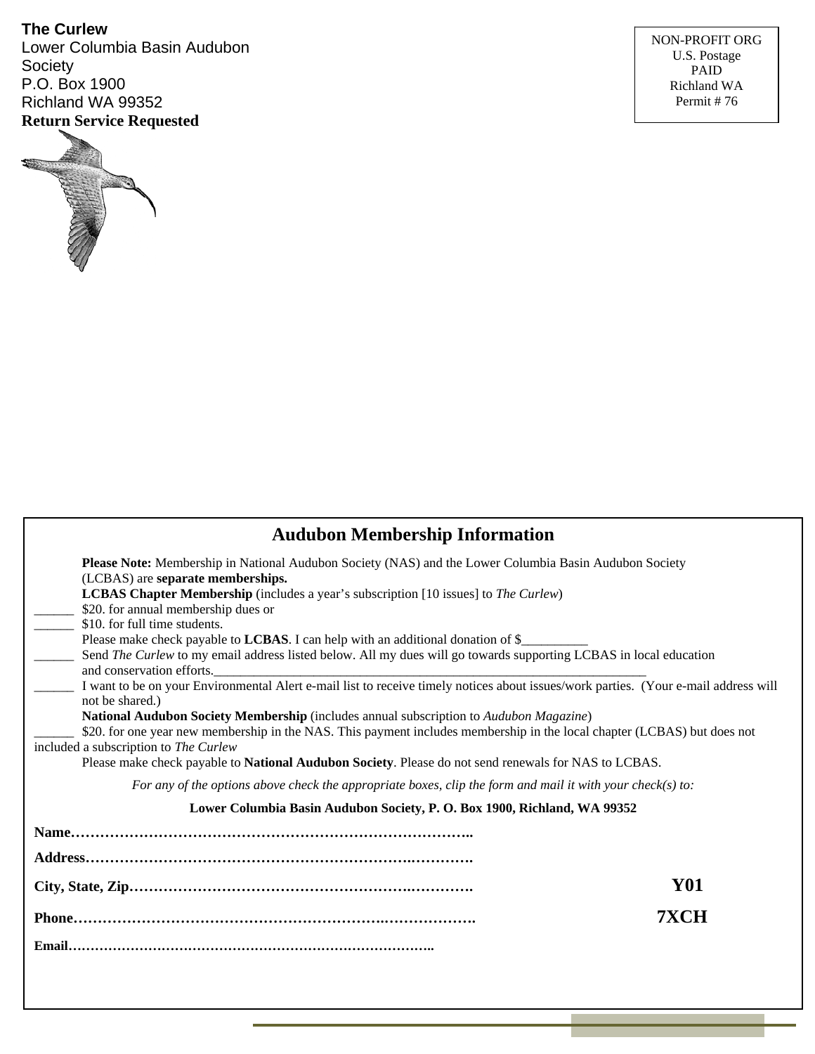**The Curlew**
Lower Columbia Basin Audubon Society
P.O. Box 1900
Richland WA 99352
**Return Service Requested**

NON-PROFIT ORG
U.S. Postage
PAID
Richland WA
Permit # 76

## Audubon Membership Information

**Please Note:** Membership in National Audubon Society (NAS) and the Lower Columbia Basin Audubon Society (LCBAS) are **separate memberships.**

**LCBAS Chapter Membership** (includes a year's subscription [10 issues] to *The Curlew*)

______ $20. for annual membership dues or

______ $10. for full time students.

Please make check payable to **LCBAS**. I can help with an additional donation of $__________

______ Send *The Curlew* to my email address listed below. All my dues will go towards supporting LCBAS in local education and conservation efforts.______________________________________________________________________

______ I want to be on your Environmental Alert e-mail list to receive timely notices about issues/work parties. (Your e-mail address will not be shared.)

**National Audubon Society Membership** (includes annual subscription to *Audubon Magazine*)

______ $20. for one year new membership in the NAS. This payment includes membership in the local chapter (LCBAS) but does not included a subscription to *The Curlew*

Please make check payable to **National Audubon Society**. Please do not send renewals for NAS to LCBAS.

*For any of the options above check the appropriate boxes, clip the form and mail it with your check(s) to:*

**Lower Columbia Basin Audubon Society, P. O. Box 1900, Richland, WA 99352**

**Name…………………………………………………………………………..**

**Address………………………………………………………….………….**

**City, State, Zip……………………………………………………….………….** **Y01**

**Phone…………………………………………………….……………….** **7XCH**

**Email……………………………………………………………………..**